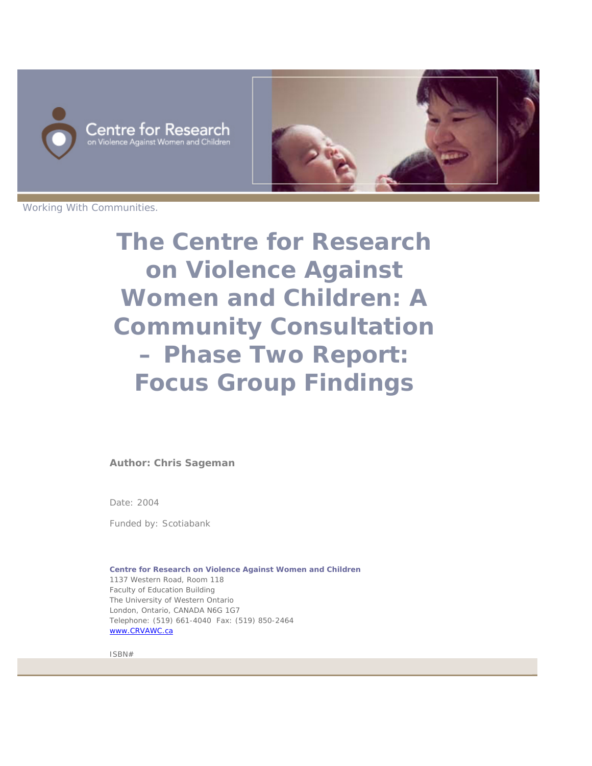Centre for Research on Violence Against Women and Children

Working With Communities.

# The Centre for Research on Violence Against Women and Children: A Community Consultation – Phase Two Report: Focus Group Findings

**Author: Chris Sageman**

Date: 2004

Funded by: Scotiabank

**Centre for Research on Violence Against Women and Children**
1137 Western Road, Room 118
Faculty of Education Building
The University of Western Ontario
London, Ontario, CANADA N6G 1G7
Telephone: (519) 661-4040 Fax: (519) 850-2464
www.CRVAWC.ca

ISBN#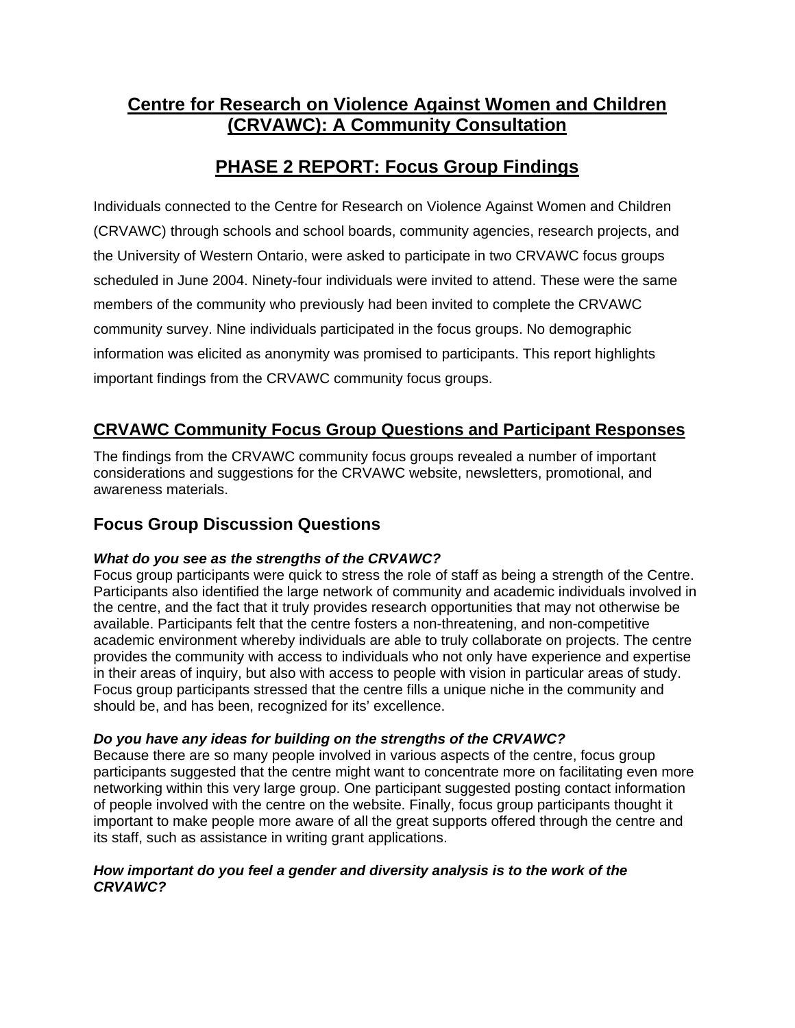# Centre for Research on Violence Against Women and Children (CRVAWC): A Community Consultation

# PHASE 2 REPORT: Focus Group Findings

Individuals connected to the Centre for Research on Violence Against Women and Children (CRVAWC) through schools and school boards, community agencies, research projects, and the University of Western Ontario, were asked to participate in two CRVAWC focus groups scheduled in June 2004. Ninety-four individuals were invited to attend. These were the same members of the community who previously had been invited to complete the CRVAWC community survey. Nine individuals participated in the focus groups. No demographic information was elicited as anonymity was promised to participants. This report highlights important findings from the CRVAWC community focus groups.

## CRVAWC Community Focus Group Questions and Participant Responses

The findings from the CRVAWC community focus groups revealed a number of important considerations and suggestions for the CRVAWC website, newsletters, promotional, and awareness materials.

## Focus Group Discussion Questions

***What do you see as the strengths of the CRVAWC?***

Focus group participants were quick to stress the role of staff as being a strength of the Centre. Participants also identified the large network of community and academic individuals involved in the centre, and the fact that it truly provides research opportunities that may not otherwise be available. Participants felt that the centre fosters a non-threatening, and non-competitive academic environment whereby individuals are able to truly collaborate on projects. The centre provides the community with access to individuals who not only have experience and expertise in their areas of inquiry, but also with access to people with vision in particular areas of study. Focus group participants stressed that the centre fills a unique niche in the community and should be, and has been, recognized for its' excellence.

***Do you have any ideas for building on the strengths of the CRVAWC?***

Because there are so many people involved in various aspects of the centre, focus group participants suggested that the centre might want to concentrate more on facilitating even more networking within this very large group. One participant suggested posting contact information of people involved with the centre on the website. Finally, focus group participants thought it important to make people more aware of all the great supports offered through the centre and its staff, such as assistance in writing grant applications.

***How important do you feel a gender and diversity analysis is to the work of the CRVAWC?***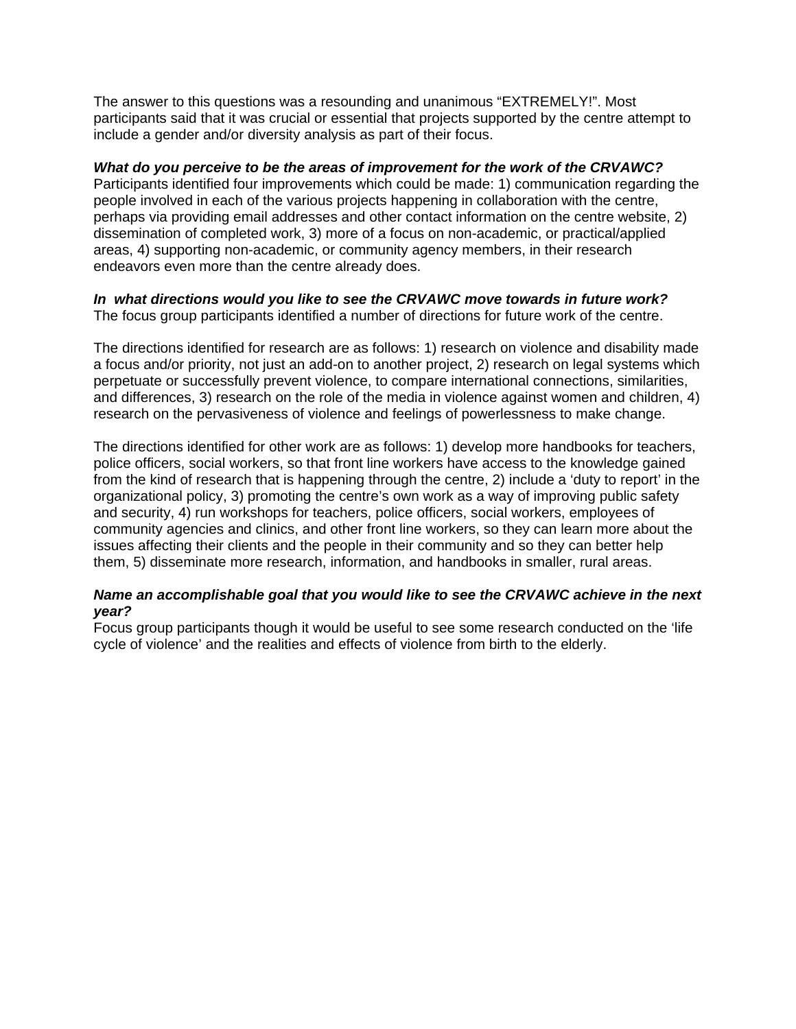The answer to this questions was a resounding and unanimous "EXTREMELY!". Most participants said that it was crucial or essential that projects supported by the centre attempt to include a gender and/or diversity analysis as part of their focus.

***What do you perceive to be the areas of improvement for the work of the CRVAWC?***
Participants identified four improvements which could be made: 1) communication regarding the people involved in each of the various projects happening in collaboration with the centre, perhaps via providing email addresses and other contact information on the centre website, 2) dissemination of completed work, 3) more of a focus on non-academic, or practical/applied areas, 4) supporting non-academic, or community agency members, in their research endeavors even more than the centre already does.

***In what directions would you like to see the CRVAWC move towards in future work?***
The focus group participants identified a number of directions for future work of the centre.

The directions identified for research are as follows: 1) research on violence and disability made a focus and/or priority, not just an add-on to another project, 2) research on legal systems which perpetuate or successfully prevent violence, to compare international connections, similarities, and differences, 3) research on the role of the media in violence against women and children, 4) research on the pervasiveness of violence and feelings of powerlessness to make change.

The directions identified for other work are as follows: 1) develop more handbooks for teachers, police officers, social workers, so that front line workers have access to the knowledge gained from the kind of research that is happening through the centre, 2) include a 'duty to report' in the organizational policy, 3) promoting the centre's own work as a way of improving public safety and security, 4) run workshops for teachers, police officers, social workers, employees of community agencies and clinics, and other front line workers, so they can learn more about the issues affecting their clients and the people in their community and so they can better help them, 5) disseminate more research, information, and handbooks in smaller, rural areas.

***Name an accomplishable goal that you would like to see the CRVAWC achieve in the next year?***
Focus group participants though it would be useful to see some research conducted on the 'life cycle of violence' and the realities and effects of violence from birth to the elderly.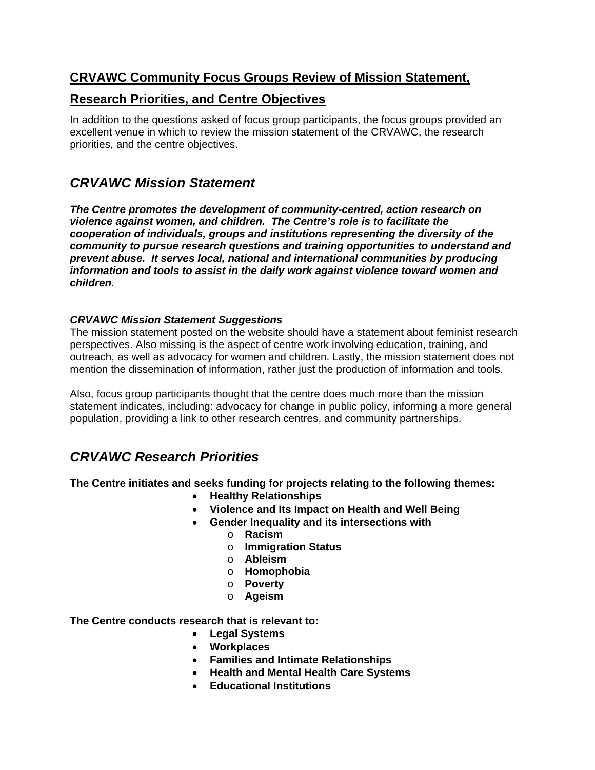## CRVAWC Community Focus Groups Review of Mission Statement, Research Priorities, and Centre Objectives

In addition to the questions asked of focus group participants, the focus groups provided an excellent venue in which to review the mission statement of the CRVAWC, the research priorities, and the centre objectives.

## *CRVAWC Mission Statement*

***The Centre promotes the development of community-centred, action research on violence against women, and children. The Centre's role is to facilitate the cooperation of individuals, groups and institutions representing the diversity of the community to pursue research questions and training opportunities to understand and prevent abuse. It serves local, national and international communities by producing information and tools to assist in the daily work against violence toward women and children.***

***CRVAWC Mission Statement Suggestions***

The mission statement posted on the website should have a statement about feminist research perspectives. Also missing is the aspect of centre work involving education, training, and outreach, as well as advocacy for women and children. Lastly, the mission statement does not mention the dissemination of information, rather just the production of information and tools.

Also, focus group participants thought that the centre does much more than the mission statement indicates, including: advocacy for change in public policy, informing a more general population, providing a link to other research centres, and community partnerships.

## *CRVAWC Research Priorities*

**The Centre initiates and seeks funding for projects relating to the following themes:**

- **Healthy Relationships**
- **Violence and Its Impact on Health and Well Being**
- **Gender Inequality and its intersections with**
  - **Racism**
  - **Immigration Status**
  - **Ableism**
  - **Homophobia**
  - **Poverty**
  - **Ageism**

**The Centre conducts research that is relevant to:**

- **Legal Systems**
- **Workplaces**
- **Families and Intimate Relationships**
- **Health and Mental Health Care Systems**
- **Educational Institutions**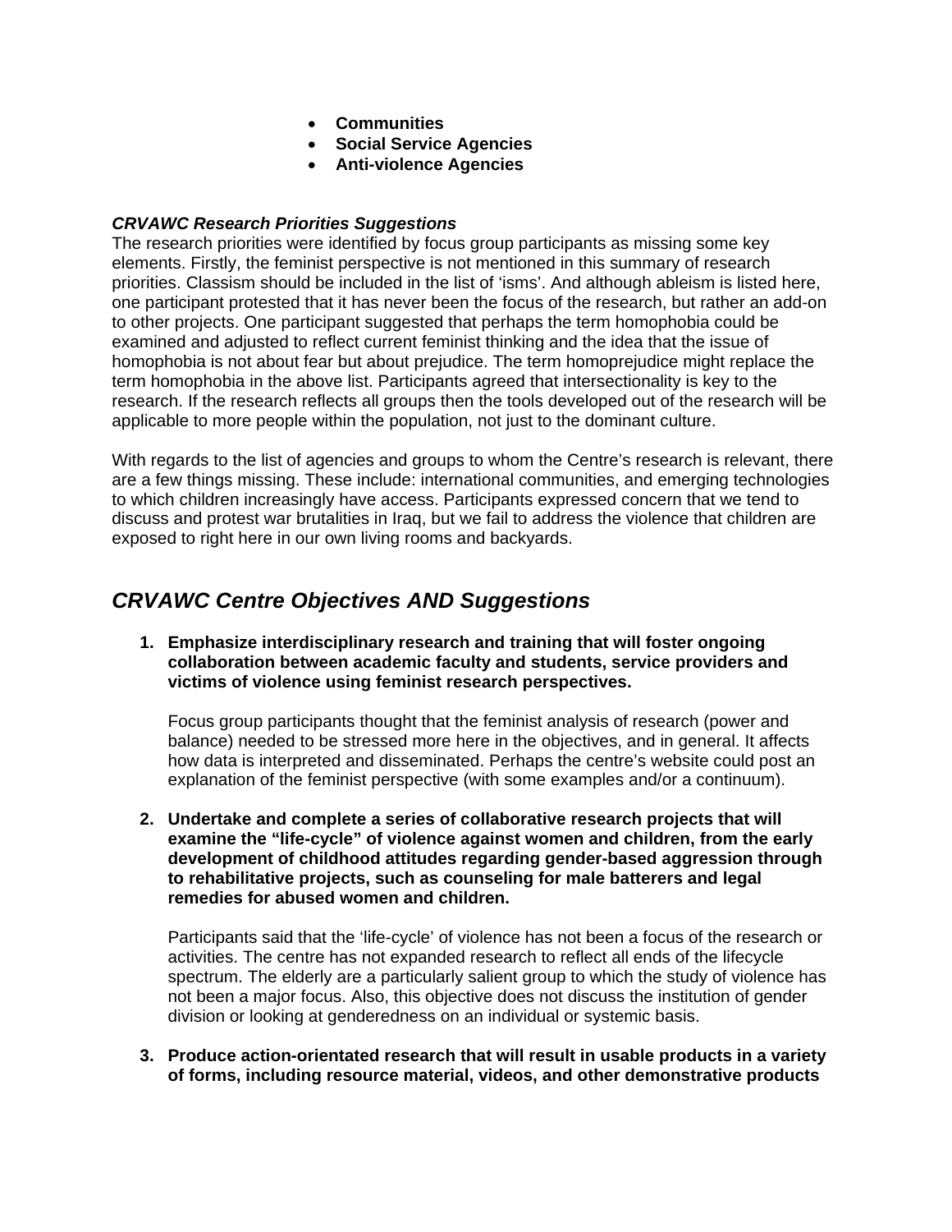- **Communities**
- **Social Service Agencies**
- **Anti-violence Agencies**

***CRVAWC Research Priorities Suggestions***

The research priorities were identified by focus group participants as missing some key elements. Firstly, the feminist perspective is not mentioned in this summary of research priorities. Classism should be included in the list of 'isms'. And although ableism is listed here, one participant protested that it has never been the focus of the research, but rather an add-on to other projects. One participant suggested that perhaps the term homophobia could be examined and adjusted to reflect current feminist thinking and the idea that the issue of homophobia is not about fear but about prejudice. The term homoprejudice might replace the term homophobia in the above list. Participants agreed that intersectionality is key to the research. If the research reflects all groups then the tools developed out of the research will be applicable to more people within the population, not just to the dominant culture.

With regards to the list of agencies and groups to whom the Centre's research is relevant, there are a few things missing. These include: international communities, and emerging technologies to which children increasingly have access. Participants expressed concern that we tend to discuss and protest war brutalities in Iraq, but we fail to address the violence that children are exposed to right here in our own living rooms and backyards.

## *CRVAWC Centre Objectives AND Suggestions*

1. **Emphasize interdisciplinary research and training that will foster ongoing collaboration between academic faculty and students, service providers and victims of violence using feminist research perspectives.**

   Focus group participants thought that the feminist analysis of research (power and balance) needed to be stressed more here in the objectives, and in general. It affects how data is interpreted and disseminated. Perhaps the centre's website could post an explanation of the feminist perspective (with some examples and/or a continuum).

2. **Undertake and complete a series of collaborative research projects that will examine the "life-cycle" of violence against women and children, from the early development of childhood attitudes regarding gender-based aggression through to rehabilitative projects, such as counseling for male batterers and legal remedies for abused women and children.**

   Participants said that the 'life-cycle' of violence has not been a focus of the research or activities. The centre has not expanded research to reflect all ends of the lifecycle spectrum. The elderly are a particularly salient group to which the study of violence has not been a major focus. Also, this objective does not discuss the institution of gender division or looking at genderedness on an individual or systemic basis.

3. **Produce action-orientated research that will result in usable products in a variety of forms, including resource material, videos, and other demonstrative products**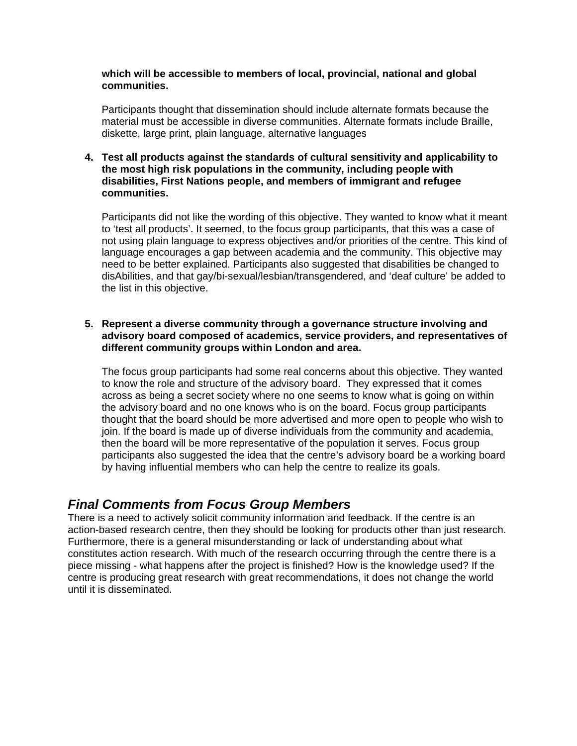**which will be accessible to members of local, provincial, national and global communities.**

Participants thought that dissemination should include alternate formats because the material must be accessible in diverse communities. Alternate formats include Braille, diskette, large print, plain language, alternative languages

4. **Test all products against the standards of cultural sensitivity and applicability to the most high risk populations in the community, including people with disabilities, First Nations people, and members of immigrant and refugee communities.**

   Participants did not like the wording of this objective. They wanted to know what it meant to 'test all products'. It seemed, to the focus group participants, that this was a case of not using plain language to express objectives and/or priorities of the centre. This kind of language encourages a gap between academia and the community. This objective may need to be better explained. Participants also suggested that disabilities be changed to disAbilities, and that gay/bi-sexual/lesbian/transgendered, and 'deaf culture' be added to the list in this objective.

5. **Represent a diverse community through a governance structure involving and advisory board composed of academics, service providers, and representatives of different community groups within London and area.**

   The focus group participants had some real concerns about this objective. They wanted to know the role and structure of the advisory board. They expressed that it comes across as being a secret society where no one seems to know what is going on within the advisory board and no one knows who is on the board. Focus group participants thought that the board should be more advertised and more open to people who wish to join. If the board is made up of diverse individuals from the community and academia, then the board will be more representative of the population it serves. Focus group participants also suggested the idea that the centre's advisory board be a working board by having influential members who can help the centre to realize its goals.

## *Final Comments from Focus Group Members*

There is a need to actively solicit community information and feedback. If the centre is an action-based research centre, then they should be looking for products other than just research. Furthermore, there is a general misunderstanding or lack of understanding about what constitutes action research. With much of the research occurring through the centre there is a piece missing - what happens after the project is finished? How is the knowledge used? If the centre is producing great research with great recommendations, it does not change the world until it is disseminated.